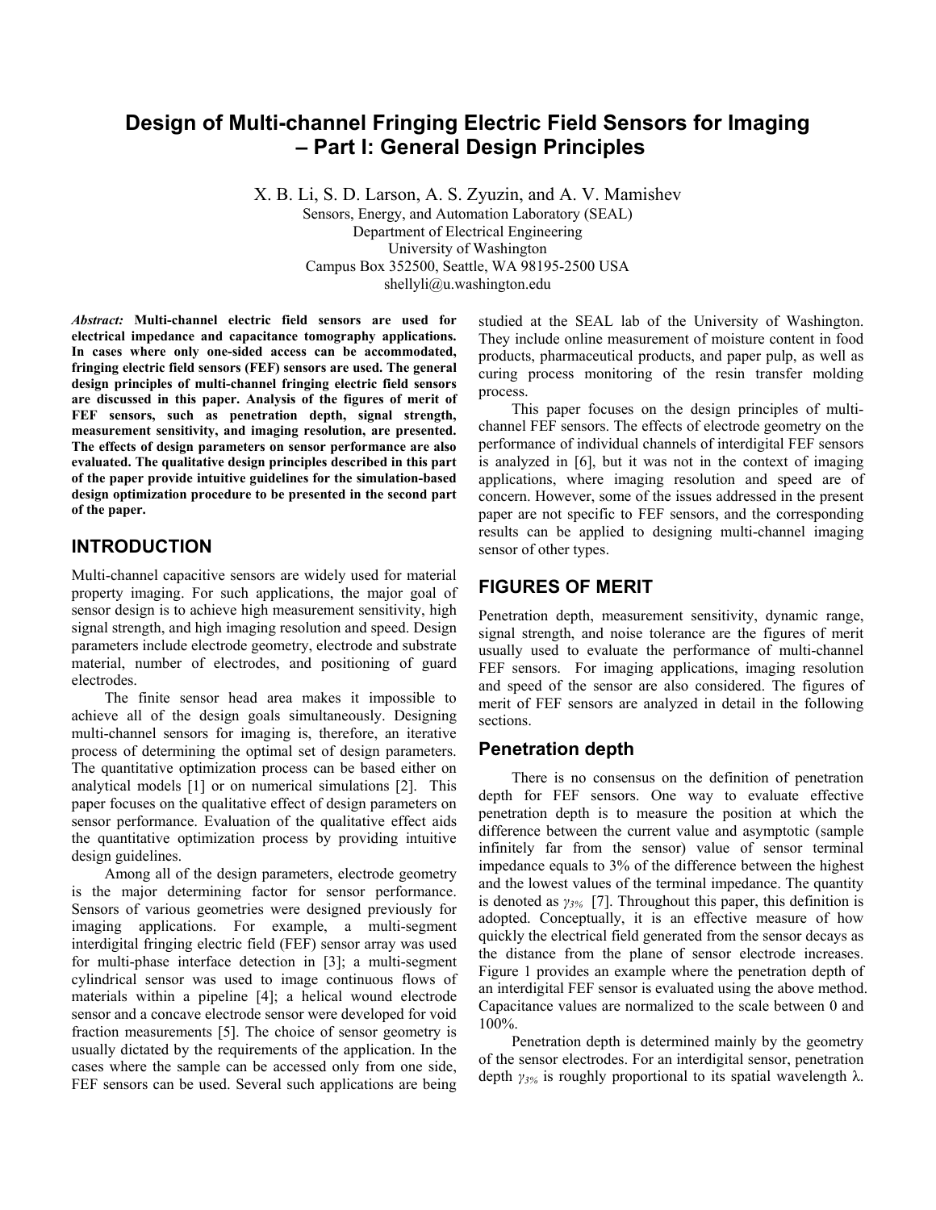# Design of Multi-channel Fringing Electric Field Sensors for Imaging – Part I: General Design Principles

X. B. Li, S. D. Larson, A. S. Zyuzin, and A. V. Mamishev

Sensors, Energy, and Automation Laboratory (SEAL)
Department of Electrical Engineering
University of Washington
Campus Box 352500, Seattle, WA 98195-2500 USA
shellyli@u.washington.edu

*Abstract:* **Multi-channel electric field sensors are used for electrical impedance and capacitance tomography applications. In cases where only one-sided access can be accommodated, fringing electric field sensors (FEF) sensors are used. The general design principles of multi-channel fringing electric field sensors are discussed in this paper. Analysis of the figures of merit of FEF sensors, such as penetration depth, signal strength, measurement sensitivity, and imaging resolution, are presented. The effects of design parameters on sensor performance are also evaluated. The qualitative design principles described in this part of the paper provide intuitive guidelines for the simulation-based design optimization procedure to be presented in the second part of the paper.**

## INTRODUCTION

Multi-channel capacitive sensors are widely used for material property imaging. For such applications, the major goal of sensor design is to achieve high measurement sensitivity, high signal strength, and high imaging resolution and speed. Design parameters include electrode geometry, electrode and substrate material, number of electrodes, and positioning of guard electrodes.

The finite sensor head area makes it impossible to achieve all of the design goals simultaneously. Designing multi-channel sensors for imaging is, therefore, an iterative process of determining the optimal set of design parameters. The quantitative optimization process can be based either on analytical models [1] or on numerical simulations [2]. This paper focuses on the qualitative effect of design parameters on sensor performance. Evaluation of the qualitative effect aids the quantitative optimization process by providing intuitive design guidelines.

Among all of the design parameters, electrode geometry is the major determining factor for sensor performance. Sensors of various geometries were designed previously for imaging applications. For example, a multi-segment interdigital fringing electric field (FEF) sensor array was used for multi-phase interface detection in [3]; a multi-segment cylindrical sensor was used to image continuous flows of materials within a pipeline [4]; a helical wound electrode sensor and a concave electrode sensor were developed for void fraction measurements [5]. The choice of sensor geometry is usually dictated by the requirements of the application. In the cases where the sample can be accessed only from one side, FEF sensors can be used. Several such applications are being studied at the SEAL lab of the University of Washington. They include online measurement of moisture content in food products, pharmaceutical products, and paper pulp, as well as curing process monitoring of the resin transfer molding process.

This paper focuses on the design principles of multi-channel FEF sensors. The effects of electrode geometry on the performance of individual channels of interdigital FEF sensors is analyzed in [6], but it was not in the context of imaging applications, where imaging resolution and speed are of concern. However, some of the issues addressed in the present paper are not specific to FEF sensors, and the corresponding results can be applied to designing multi-channel imaging sensor of other types.

## FIGURES OF MERIT

Penetration depth, measurement sensitivity, dynamic range, signal strength, and noise tolerance are the figures of merit usually used to evaluate the performance of multi-channel FEF sensors. For imaging applications, imaging resolution and speed of the sensor are also considered. The figures of merit of FEF sensors are analyzed in detail in the following sections.

### Penetration depth

There is no consensus on the definition of penetration depth for FEF sensors. One way to evaluate effective penetration depth is to measure the position at which the difference between the current value and asymptotic (sample infinitely far from the sensor) value of sensor terminal impedance equals to 3% of the difference between the highest and the lowest values of the terminal impedance. The quantity is denoted as $\gamma_{3\%}$ [7]. Throughout this paper, this definition is adopted. Conceptually, it is an effective measure of how quickly the electrical field generated from the sensor decays as the distance from the plane of sensor electrode increases. Figure 1 provides an example where the penetration depth of an interdigital FEF sensor is evaluated using the above method. Capacitance values are normalized to the scale between 0 and 100%.

Penetration depth is determined mainly by the geometry of the sensor electrodes. For an interdigital sensor, penetration depth $\gamma_{3\%}$ is roughly proportional to its spatial wavelength λ.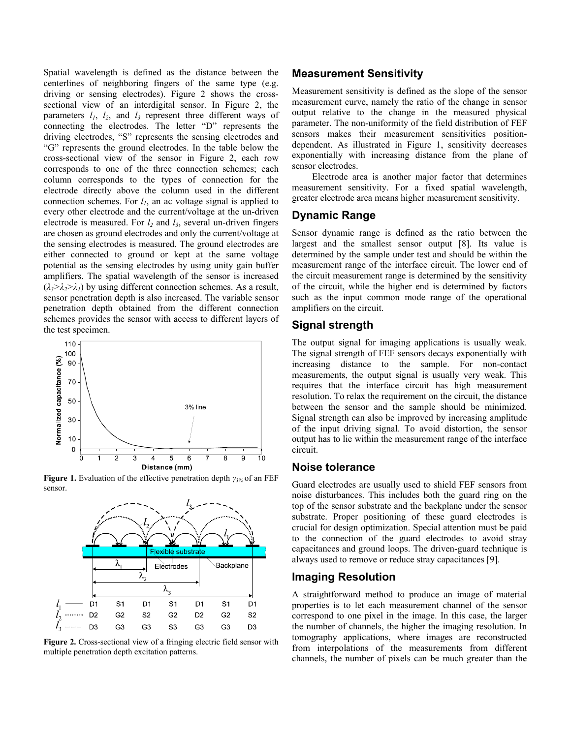Spatial wavelength is defined as the distance between the centerlines of neighboring fingers of the same type (e.g. driving or sensing electrodes). Figure 2 shows the cross-sectional view of an interdigital sensor. In Figure 2, the parameters $l_1$, $l_2$, and $l_3$ represent three different ways of connecting the electrodes. The letter "D" represents the driving electrodes, "S" represents the sensing electrodes and "G" represents the ground electrodes. In the table below the cross-sectional view of the sensor in Figure 2, each row corresponds to one of the three connection schemes; each column corresponds to the types of connection for the electrode directly above the column used in the different connection schemes. For $l_1$, an ac voltage signal is applied to every other electrode and the current/voltage at the un-driven electrode is measured. For $l_2$ and $l_3$, several un-driven fingers are chosen as ground electrodes and only the current/voltage at the sensing electrodes is measured. The ground electrodes are either connected to ground or kept at the same voltage potential as the sensing electrodes by using unity gain buffer amplifiers. The spatial wavelength of the sensor is increased ($\lambda_3 > \lambda_2 > \lambda_1$) by using different connection schemes. As a result, sensor penetration depth is also increased. The variable sensor penetration depth obtained from the different connection schemes provides the sensor with access to different layers of the test specimen.

**Figure 1.** Evaluation of the effective penetration depth $\gamma_{3\%}$ of an FEF sensor.

| | | | | | | | |
|---|---|---|---|---|---|---|---|
| $l_1$ —— | D1 | S1 | D1 | S1 | D1 | S1 | D1 |
| $l_2$ ······· | D2 | G2 | S2 | G2 | D2 | G2 | S2 |
| $l_3$ - - - | D3 | G3 | G3 | S3 | G3 | G3 | D3 |

**Figure 2.** Cross-sectional view of a fringing electric field sensor with multiple penetration depth excitation patterns.

## Measurement Sensitivity

Measurement sensitivity is defined as the slope of the sensor measurement curve, namely the ratio of the change in sensor output relative to the change in the measured physical parameter. The non-uniformity of the field distribution of FEF sensors makes their measurement sensitivities position-dependent. As illustrated in Figure 1, sensitivity decreases exponentially with increasing distance from the plane of sensor electrodes.

Electrode area is another major factor that determines measurement sensitivity. For a fixed spatial wavelength, greater electrode area means higher measurement sensitivity.

## Dynamic Range

Sensor dynamic range is defined as the ratio between the largest and the smallest sensor output [8]. Its value is determined by the sample under test and should be within the measurement range of the interface circuit. The lower end of the circuit measurement range is determined by the sensitivity of the circuit, while the higher end is determined by factors such as the input common mode range of the operational amplifiers on the circuit.

## Signal strength

The output signal for imaging applications is usually weak. The signal strength of FEF sensors decays exponentially with increasing distance to the sample. For non-contact measurements, the output signal is usually very weak. This requires that the interface circuit has high measurement resolution. To relax the requirement on the circuit, the distance between the sensor and the sample should be minimized. Signal strength can also be improved by increasing amplitude of the input driving signal. To avoid distortion, the sensor output has to lie within the measurement range of the interface circuit.

## Noise tolerance

Guard electrodes are usually used to shield FEF sensors from noise disturbances. This includes both the guard ring on the top of the sensor substrate and the backplane under the sensor substrate. Proper positioning of these guard electrodes is crucial for design optimization. Special attention must be paid to the connection of the guard electrodes to avoid stray capacitances and ground loops. The driven-guard technique is always used to remove or reduce stray capacitances [9].

## Imaging Resolution

A straightforward method to produce an image of material properties is to let each measurement channel of the sensor correspond to one pixel in the image. In this case, the larger the number of channels, the higher the imaging resolution. In tomography applications, where images are reconstructed from interpolations of the measurements from different channels, the number of pixels can be much greater than the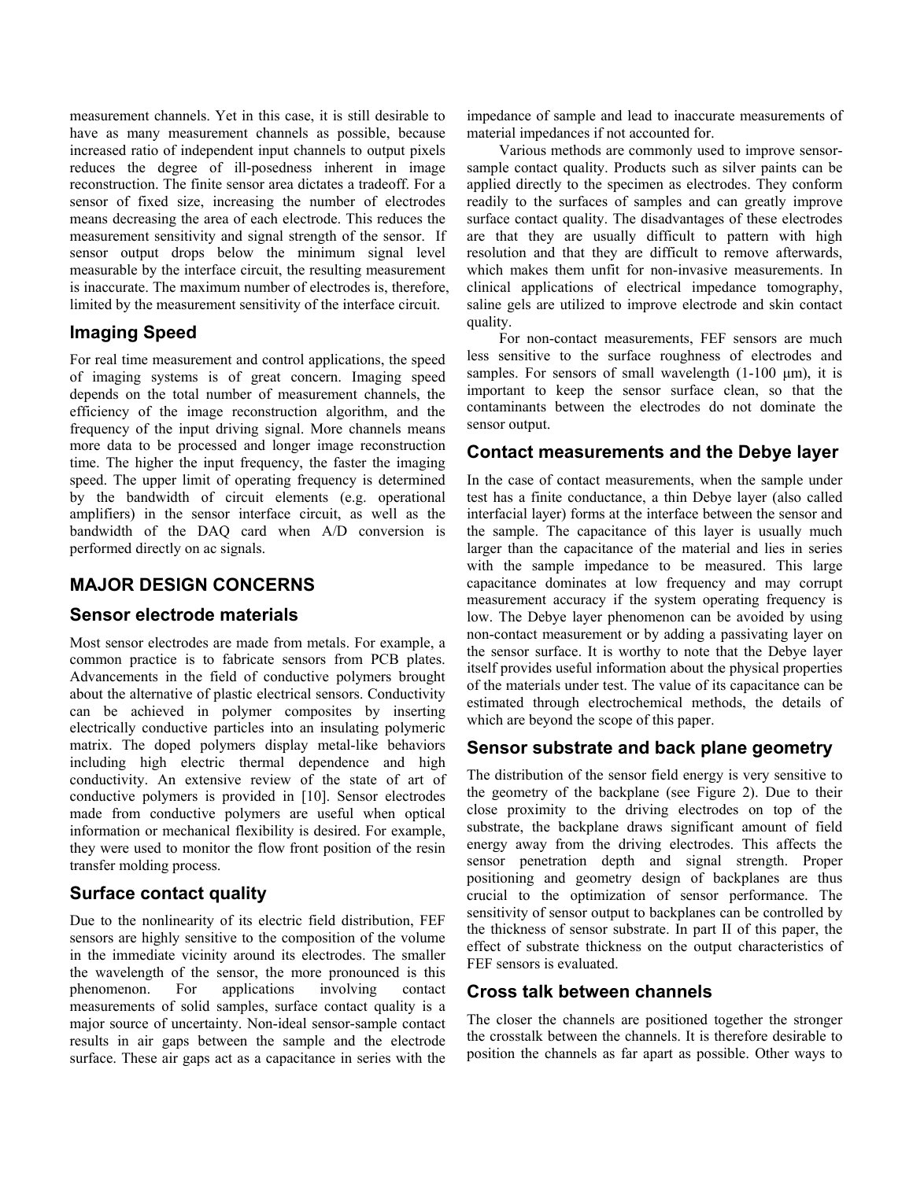measurement channels. Yet in this case, it is still desirable to have as many measurement channels as possible, because increased ratio of independent input channels to output pixels reduces the degree of ill-posedness inherent in image reconstruction. The finite sensor area dictates a tradeoff. For a sensor of fixed size, increasing the number of electrodes means decreasing the area of each electrode. This reduces the measurement sensitivity and signal strength of the sensor. If sensor output drops below the minimum signal level measurable by the interface circuit, the resulting measurement is inaccurate. The maximum number of electrodes is, therefore, limited by the measurement sensitivity of the interface circuit.

## Imaging Speed

For real time measurement and control applications, the speed of imaging systems is of great concern. Imaging speed depends on the total number of measurement channels, the efficiency of the image reconstruction algorithm, and the frequency of the input driving signal. More channels means more data to be processed and longer image reconstruction time. The higher the input frequency, the faster the imaging speed. The upper limit of operating frequency is determined by the bandwidth of circuit elements (e.g. operational amplifiers) in the sensor interface circuit, as well as the bandwidth of the DAQ card when A/D conversion is performed directly on ac signals.

# MAJOR DESIGN CONCERNS

## Sensor electrode materials

Most sensor electrodes are made from metals. For example, a common practice is to fabricate sensors from PCB plates. Advancements in the field of conductive polymers brought about the alternative of plastic electrical sensors. Conductivity can be achieved in polymer composites by inserting electrically conductive particles into an insulating polymeric matrix. The doped polymers display metal-like behaviors including high electric thermal dependence and high conductivity. An extensive review of the state of art of conductive polymers is provided in [10]. Sensor electrodes made from conductive polymers are useful when optical information or mechanical flexibility is desired. For example, they were used to monitor the flow front position of the resin transfer molding process.

## Surface contact quality

Due to the nonlinearity of its electric field distribution, FEF sensors are highly sensitive to the composition of the volume in the immediate vicinity around its electrodes. The smaller the wavelength of the sensor, the more pronounced is this phenomenon. For applications involving contact measurements of solid samples, surface contact quality is a major source of uncertainty. Non-ideal sensor-sample contact results in air gaps between the sample and the electrode surface. These air gaps act as a capacitance in series with the impedance of sample and lead to inaccurate measurements of material impedances if not accounted for.

Various methods are commonly used to improve sensor-sample contact quality. Products such as silver paints can be applied directly to the surfaces of the specimen as electrodes. They conform readily to the surfaces of samples and can greatly improve surface contact quality. The disadvantages of these electrodes are that they are usually difficult to pattern with high resolution and that they are difficult to remove afterwards, which makes them unfit for non-invasive measurements. In clinical applications of electrical impedance tomography, saline gels are utilized to improve electrode and skin contact quality.

For non-contact measurements, FEF sensors are much less sensitive to the surface roughness of electrodes and samples. For sensors of small wavelength (1-100 μm), it is important to keep the sensor surface clean, so that the contaminants between the electrodes do not dominate the sensor output.

## Contact measurements and the Debye layer

In the case of contact measurements, when the sample under test has a finite conductance, a thin Debye layer (also called interfacial layer) forms at the interface between the sensor and the sample. The capacitance of this layer is usually much larger than the capacitance of the material and lies in series with the sample impedance to be measured. This large capacitance dominates at low frequency and may corrupt measurement accuracy if the system operating frequency is low. The Debye layer phenomenon can be avoided by using non-contact measurement or by adding a passivating layer on the sensor surface. It is worthy to note that the Debye layer itself provides useful information about the physical properties of the materials under test. The value of its capacitance can be estimated through electrochemical methods, the details of which are beyond the scope of this paper.

## Sensor substrate and back plane geometry

The distribution of the sensor field energy is very sensitive to the geometry of the backplane (see Figure 2). Due to their close proximity to the driving electrodes on top of the substrate, the backplane draws significant amount of field energy away from the driving electrodes. This affects the sensor penetration depth and signal strength. Proper positioning and geometry design of backplanes are thus crucial to the optimization of sensor performance. The sensitivity of sensor output to backplanes can be controlled by the thickness of sensor substrate. In part II of this paper, the effect of substrate thickness on the output characteristics of FEF sensors is evaluated.

## Cross talk between channels

The closer the channels are positioned together the stronger the crosstalk between the channels. It is therefore desirable to position the channels as far apart as possible. Other ways to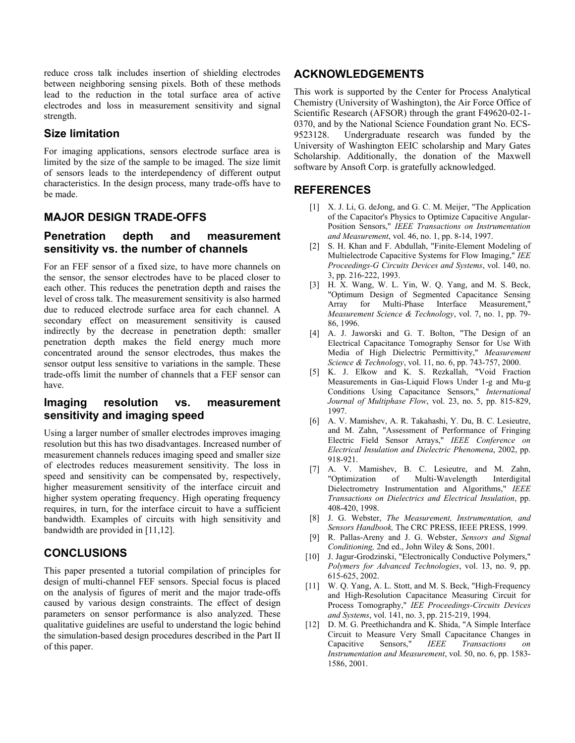reduce cross talk includes insertion of shielding electrodes between neighboring sensing pixels. Both of these methods lead to the reduction in the total surface area of active electrodes and loss in measurement sensitivity and signal strength.

### Size limitation

For imaging applications, sensors electrode surface area is limited by the size of the sample to be imaged. The size limit of sensors leads to the interdependency of different output characteristics. In the design process, many trade-offs have to be made.

## MAJOR DESIGN TRADE-OFFS

### Penetration depth and measurement sensitivity vs. the number of channels

For an FEF sensor of a fixed size, to have more channels on the sensor, the sensor electrodes have to be placed closer to each other. This reduces the penetration depth and raises the level of cross talk. The measurement sensitivity is also harmed due to reduced electrode surface area for each channel. A secondary effect on measurement sensitivity is caused indirectly by the decrease in penetration depth: smaller penetration depth makes the field energy much more concentrated around the sensor electrodes, thus makes the sensor output less sensitive to variations in the sample. These trade-offs limit the number of channels that a FEF sensor can have.

### Imaging resolution vs. measurement sensitivity and imaging speed

Using a larger number of smaller electrodes improves imaging resolution but this has two disadvantages. Increased number of measurement channels reduces imaging speed and smaller size of electrodes reduces measurement sensitivity. The loss in speed and sensitivity can be compensated by, respectively, higher measurement sensitivity of the interface circuit and higher system operating frequency. High operating frequency requires, in turn, for the interface circuit to have a sufficient bandwidth. Examples of circuits with high sensitivity and bandwidth are provided in [11,12].

## CONCLUSIONS

This paper presented a tutorial compilation of principles for design of multi-channel FEF sensors. Special focus is placed on the analysis of figures of merit and the major trade-offs caused by various design constraints. The effect of design parameters on sensor performance is also analyzed. These qualitative guidelines are useful to understand the logic behind the simulation-based design procedures described in the Part II of this paper.

## ACKNOWLEDGEMENTS

This work is supported by the Center for Process Analytical Chemistry (University of Washington), the Air Force Office of Scientific Research (AFSOR) through the grant F49620-02-1-0370, and by the National Science Foundation grant No. ECS-9523128. Undergraduate research was funded by the University of Washington EEIC scholarship and Mary Gates Scholarship. Additionally, the donation of the Maxwell software by Ansoft Corp. is gratefully acknowledged.

## REFERENCES

[1] X. J. Li, G. deJong, and G. C. M. Meijer, "The Application of the Capacitor's Physics to Optimize Capacitive Angular-Position Sensors," *IEEE Transactions on Instrumentation and Measurement*, vol. 46, no. 1, pp. 8-14, 1997.

[2] S. H. Khan and F. Abdullah, "Finite-Element Modeling of Multielectrode Capacitive Systems for Flow Imaging," *IEE Proceedings-G Circuits Devices and Systems*, vol. 140, no. 3, pp. 216-222, 1993.

[3] H. X. Wang, W. L. Yin, W. Q. Yang, and M. S. Beck, "Optimum Design of Segmented Capacitance Sensing Array for Multi-Phase Interface Measurement," *Measurement Science & Technology*, vol. 7, no. 1, pp. 79-86, 1996.

[4] A. J. Jaworski and G. T. Bolton, "The Design of an Electrical Capacitance Tomography Sensor for Use With Media of High Dielectric Permittivity," *Measurement Science & Technology*, vol. 11, no. 6, pp. 743-757, 2000.

[5] K. J. Elkow and K. S. Rezkallah, "Void Fraction Measurements in Gas-Liquid Flows Under 1-g and Mu-g Conditions Using Capacitance Sensors," *International Journal of Multiphase Flow*, vol. 23, no. 5, pp. 815-829, 1997.

[6] A. V. Mamishev, A. R. Takahashi, Y. Du, B. C. Lesieutre, and M. Zahn, "Assessment of Performance of Fringing Electric Field Sensor Arrays," *IEEE Conference on Electrical Insulation and Dielectric Phenomena*, 2002, pp. 918-921.

[7] A. V. Mamishev, B. C. Lesieutre, and M. Zahn, "Optimization of Multi-Wavelength Interdigital Dielectrometry Instrumentation and Algorithms," *IEEE Transactions on Dielectrics and Electrical Insulation*, pp. 408-420, 1998.

[8] J. G. Webster, *The Measurement, Instrumentation, and Sensors Handbook,* The CRC PRESS, IEEE PRESS, 1999.

[9] R. Pallas-Areny and J. G. Webster, *Sensors and Signal Conditioning,* 2nd ed., John Wiley & Sons, 2001.

[10] J. Jagur-Grodzinski, "Electronically Conductive Polymers," *Polymers for Advanced Technologies*, vol. 13, no. 9, pp. 615-625, 2002.

[11] W. Q. Yang, A. L. Stott, and M. S. Beck, "High-Frequency and High-Resolution Capacitance Measuring Circuit for Process Tomography," *IEE Proceedings-Circuits Devices and Systems*, vol. 141, no. 3, pp. 215-219, 1994.

[12] D. M. G. Preethichandra and K. Shida, "A Simple Interface Circuit to Measure Very Small Capacitance Changes in Capacitive Sensors," *IEEE Transactions on Instrumentation and Measurement*, vol. 50, no. 6, pp. 1583-1586, 2001.